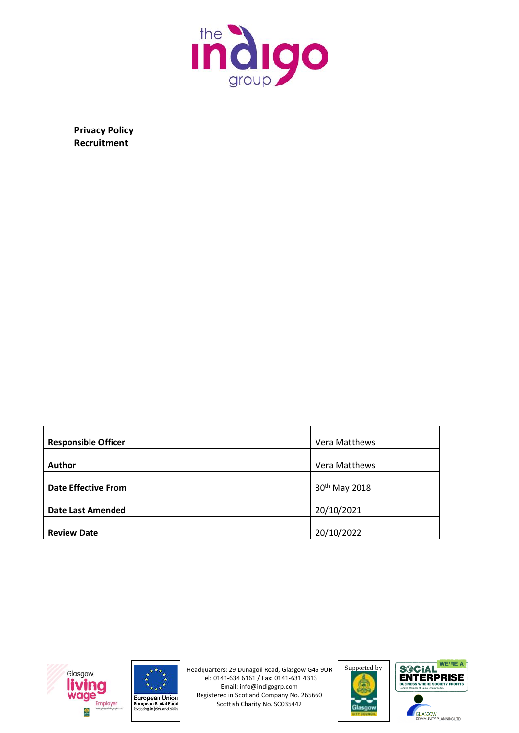**Privacy Policy**
**Recruitment**

| **Responsible Officer** | Vera Matthews |
|---|---|
| **Author** | Vera Matthews |
| **Date Effective From** | 30th May 2018 |
| **Date Last Amended** | 20/10/2021 |
| **Review Date** | 20/10/2022 |

Headquarters: 29 Dunagoil Road, Glasgow G45 9UR
Tel: 0141-634 6161 / Fax: 0141-631 4313
Email: info@indigogrp.com
Registered in Scotland Company No. 265660
Scottish Charity No. SC035442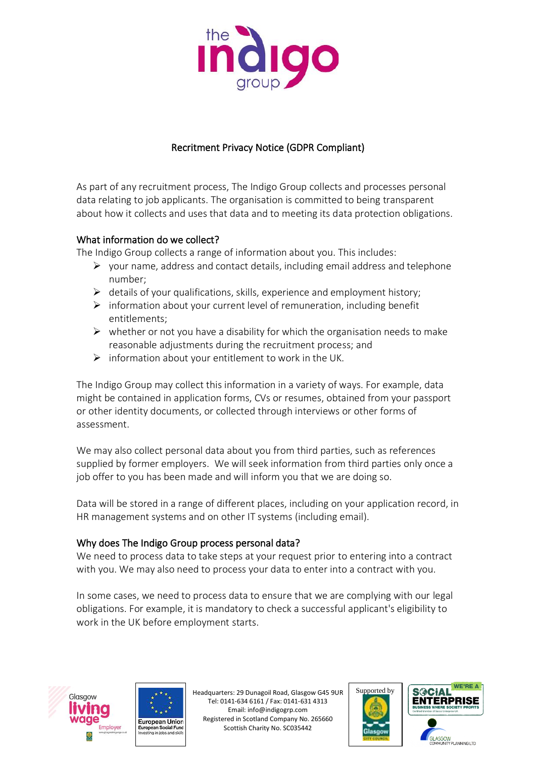# Recritment Privacy Notice (GDPR Compliant)

As part of any recruitment process, The Indigo Group collects and processes personal data relating to job applicants. The organisation is committed to being transparent about how it collects and uses that data and to meeting its data protection obligations.

## What information do we collect?

The Indigo Group collects a range of information about you. This includes:

- your name, address and contact details, including email address and telephone number;
- details of your qualifications, skills, experience and employment history;
- information about your current level of remuneration, including benefit entitlements;
- whether or not you have a disability for which the organisation needs to make reasonable adjustments during the recruitment process; and
- information about your entitlement to work in the UK.

The Indigo Group may collect this information in a variety of ways. For example, data might be contained in application forms, CVs or resumes, obtained from your passport or other identity documents, or collected through interviews or other forms of assessment.

We may also collect personal data about you from third parties, such as references supplied by former employers. We will seek information from third parties only once a job offer to you has been made and will inform you that we are doing so.

Data will be stored in a range of different places, including on your application record, in HR management systems and on other IT systems (including email).

## Why does The Indigo Group process personal data?

We need to process data to take steps at your request prior to entering into a contract with you. We may also need to process your data to enter into a contract with you.

In some cases, we need to process data to ensure that we are complying with our legal obligations. For example, it is mandatory to check a successful applicant's eligibility to work in the UK before employment starts.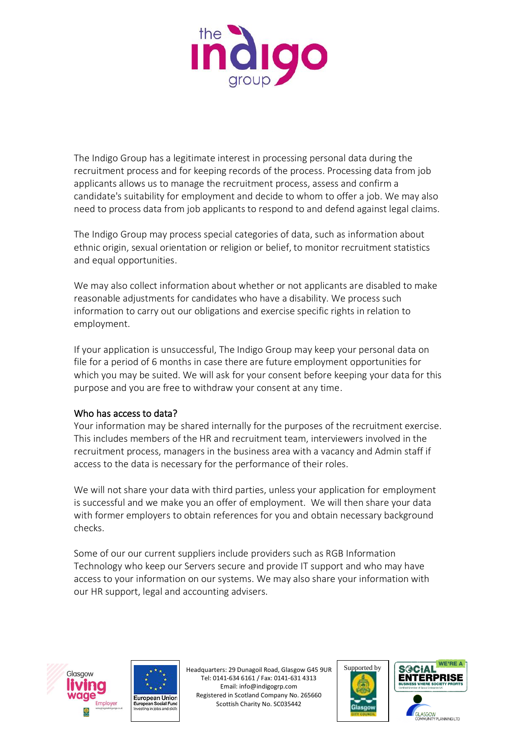The Indigo Group has a legitimate interest in processing personal data during the recruitment process and for keeping records of the process. Processing data from job applicants allows us to manage the recruitment process, assess and confirm a candidate's suitability for employment and decide to whom to offer a job. We may also need to process data from job applicants to respond to and defend against legal claims.

The Indigo Group may process special categories of data, such as information about ethnic origin, sexual orientation or religion or belief, to monitor recruitment statistics and equal opportunities.

We may also collect information about whether or not applicants are disabled to make reasonable adjustments for candidates who have a disability. We process such information to carry out our obligations and exercise specific rights in relation to employment.

If your application is unsuccessful, The Indigo Group may keep your personal data on file for a period of 6 months in case there are future employment opportunities for which you may be suited. We will ask for your consent before keeping your data for this purpose and you are free to withdraw your consent at any time.

## Who has access to data?

Your information may be shared internally for the purposes of the recruitment exercise. This includes members of the HR and recruitment team, interviewers involved in the recruitment process, managers in the business area with a vacancy and Admin staff if access to the data is necessary for the performance of their roles.

We will not share your data with third parties, unless your application for employment is successful and we make you an offer of employment. We will then share your data with former employers to obtain references for you and obtain necessary background checks.

Some of our our current suppliers include providers such as RGB Information Technology who keep our Servers secure and provide IT support and who may have access to your information on our systems. We may also share your information with our HR support, legal and accounting advisers.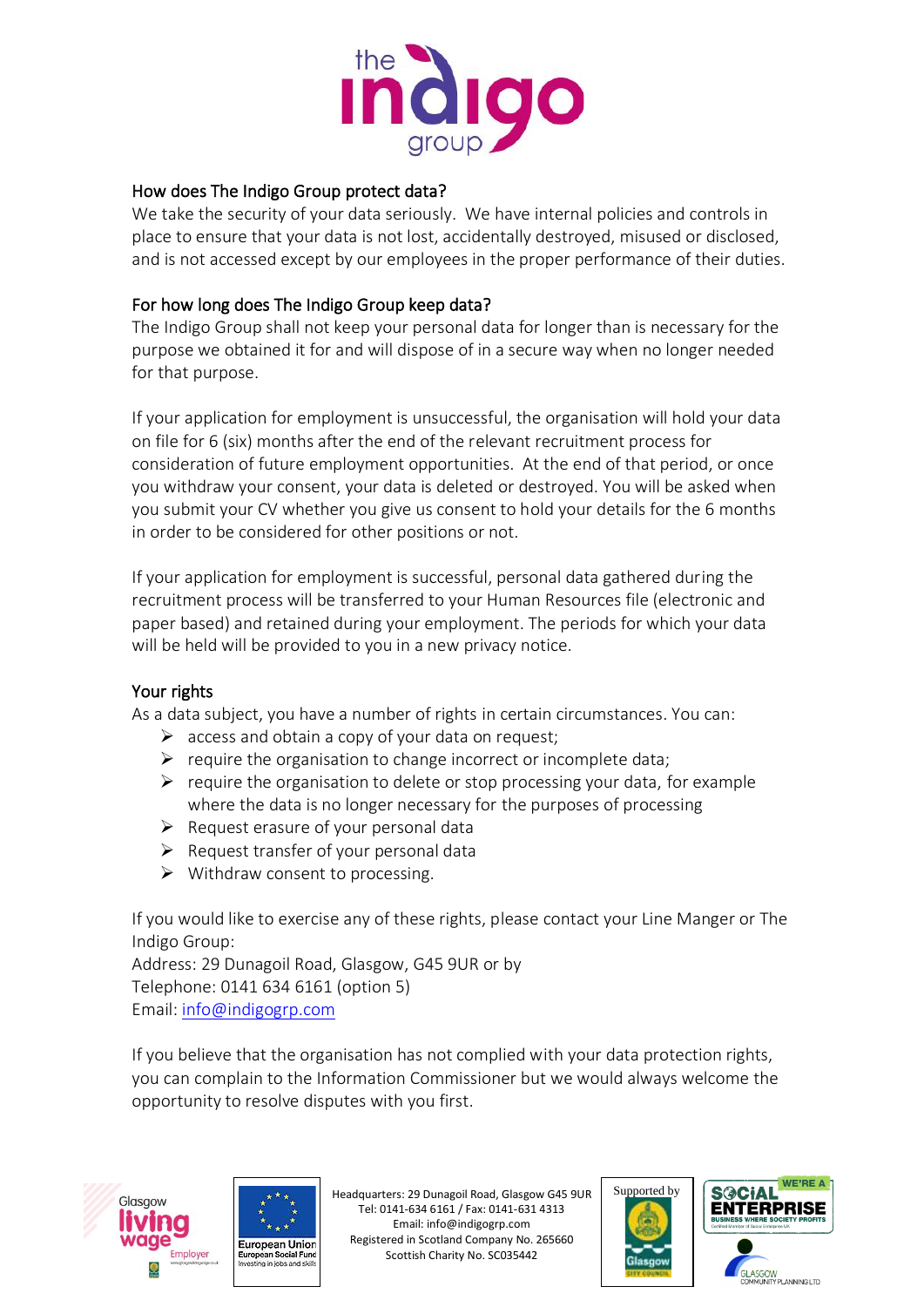## How does The Indigo Group protect data?

We take the security of your data seriously. We have internal policies and controls in place to ensure that your data is not lost, accidentally destroyed, misused or disclosed, and is not accessed except by our employees in the proper performance of their duties.

## For how long does The Indigo Group keep data?

The Indigo Group shall not keep your personal data for longer than is necessary for the purpose we obtained it for and will dispose of in a secure way when no longer needed for that purpose.

If your application for employment is unsuccessful, the organisation will hold your data on file for 6 (six) months after the end of the relevant recruitment process for consideration of future employment opportunities. At the end of that period, or once you withdraw your consent, your data is deleted or destroyed. You will be asked when you submit your CV whether you give us consent to hold your details for the 6 months in order to be considered for other positions or not.

If your application for employment is successful, personal data gathered during the recruitment process will be transferred to your Human Resources file (electronic and paper based) and retained during your employment. The periods for which your data will be held will be provided to you in a new privacy notice.

## Your rights

As a data subject, you have a number of rights in certain circumstances. You can:

- access and obtain a copy of your data on request;
- require the organisation to change incorrect or incomplete data;
- require the organisation to delete or stop processing your data, for example where the data is no longer necessary for the purposes of processing
- Request erasure of your personal data
- Request transfer of your personal data
- Withdraw consent to processing.

If you would like to exercise any of these rights, please contact your Line Manger or The Indigo Group:
Address: 29 Dunagoil Road, Glasgow, G45 9UR or by
Telephone: 0141 634 6161 (option 5)
Email: info@indigogrp.com

If you believe that the organisation has not complied with your data protection rights, you can complain to the Information Commissioner but we would always welcome the opportunity to resolve disputes with you first.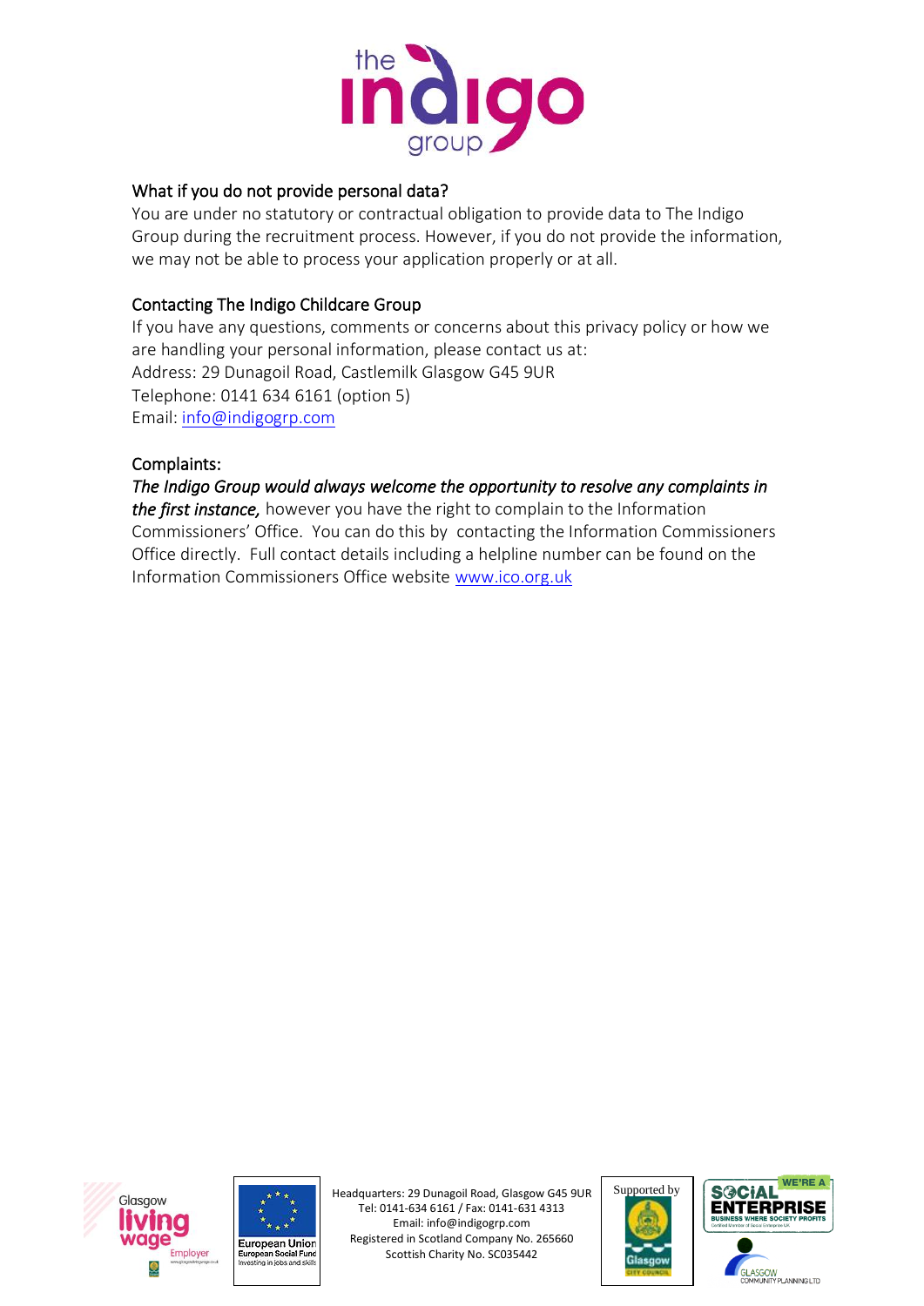## What if you do not provide personal data?

You are under no statutory or contractual obligation to provide data to The Indigo Group during the recruitment process. However, if you do not provide the information, we may not be able to process your application properly or at all.

## Contacting The Indigo Childcare Group

If you have any questions, comments or concerns about this privacy policy or how we are handling your personal information, please contact us at:
Address: 29 Dunagoil Road, Castlemilk Glasgow G45 9UR
Telephone: 0141 634 6161 (option 5)
Email: info@indigogrp.com

## Complaints:

***The Indigo Group would always welcome the opportunity to resolve any complaints in the first instance,*** however you have the right to complain to the Information Commissioners' Office. You can do this by contacting the Information Commissioners Office directly. Full contact details including a helpline number can be found on the Information Commissioners Office website www.ico.org.uk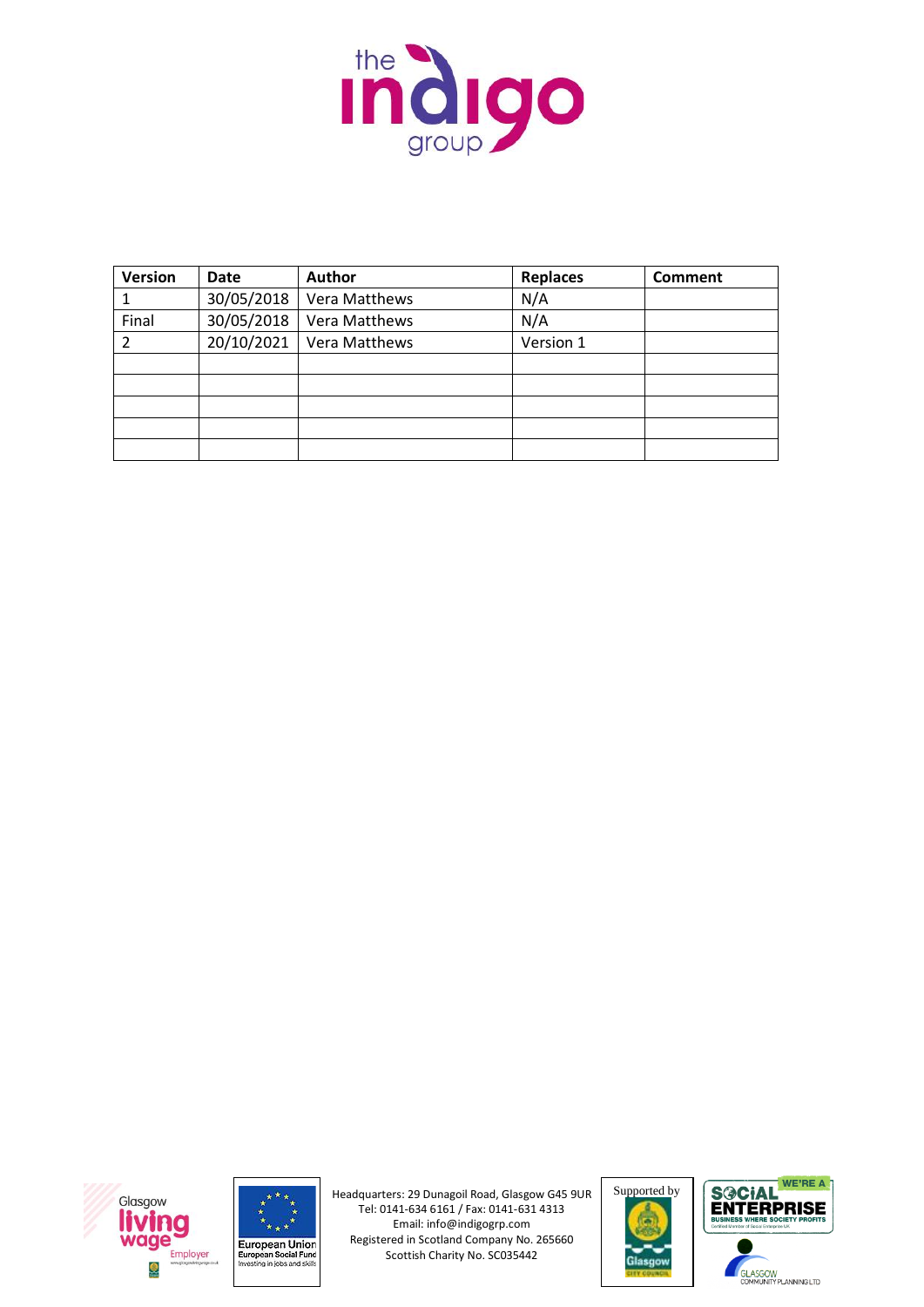| Version | Date | Author | Replaces | Comment |
|---|---|---|---|---|
| 1 | 30/05/2018 | Vera Matthews | N/A | |
| Final | 30/05/2018 | Vera Matthews | N/A | |
| 2 | 20/10/2021 | Vera Matthews | Version 1 | |
| | | | | |
| | | | | |
| | | | | |
| | | | | |
| | | | | |